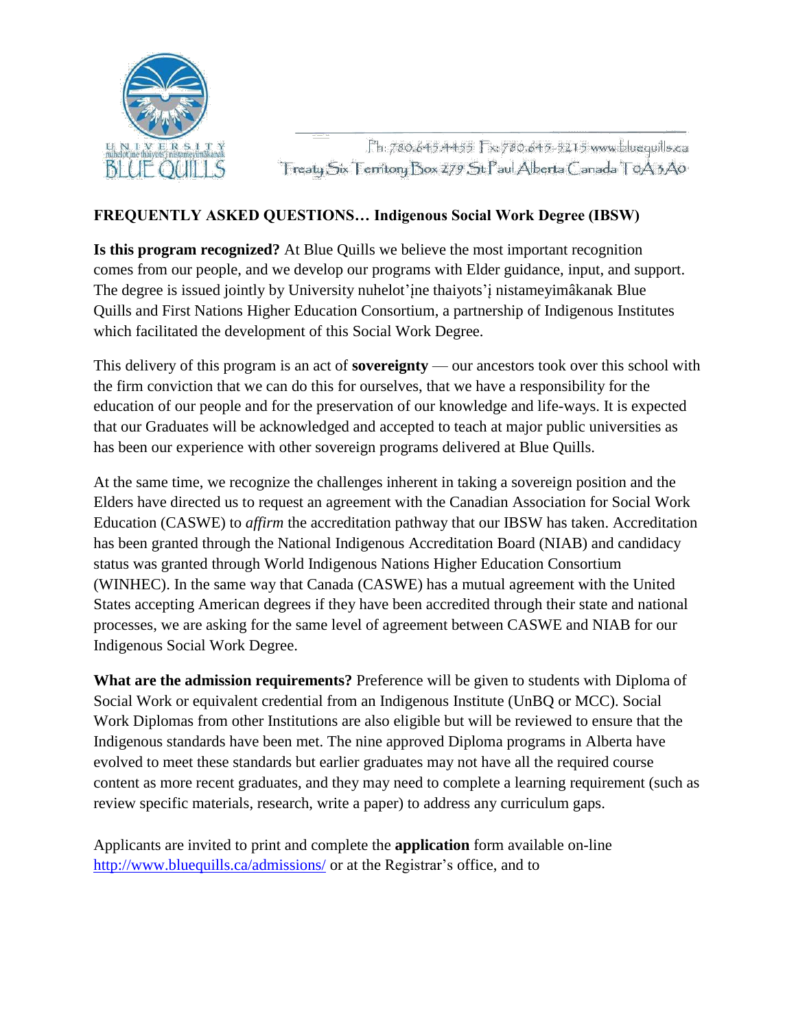Ph: 780.645.4455 Fx: 780.645-5215 www.bluequills.ca
Treaty Six Territory Box 279 St Paul Alberta Canada T0A 3A0

## FREQUENTLY ASKED QUESTIONS… Indigenous Social Work Degree (IBSW)

**Is this program recognized?** At Blue Quills we believe the most important recognition comes from our people, and we develop our programs with Elder guidance, input, and support. The degree is issued jointly by University nuhelot'įne thaiyots'į nistameyimâkanak Blue Quills and First Nations Higher Education Consortium, a partnership of Indigenous Institutes which facilitated the development of this Social Work Degree.

This delivery of this program is an act of **sovereignty** — our ancestors took over this school with the firm conviction that we can do this for ourselves, that we have a responsibility for the education of our people and for the preservation of our knowledge and life-ways. It is expected that our Graduates will be acknowledged and accepted to teach at major public universities as has been our experience with other sovereign programs delivered at Blue Quills.

At the same time, we recognize the challenges inherent in taking a sovereign position and the Elders have directed us to request an agreement with the Canadian Association for Social Work Education (CASWE) to *affirm* the accreditation pathway that our IBSW has taken. Accreditation has been granted through the National Indigenous Accreditation Board (NIAB) and candidacy status was granted through World Indigenous Nations Higher Education Consortium (WINHEC). In the same way that Canada (CASWE) has a mutual agreement with the United States accepting American degrees if they have been accredited through their state and national processes, we are asking for the same level of agreement between CASWE and NIAB for our Indigenous Social Work Degree.

**What are the admission requirements?** Preference will be given to students with Diploma of Social Work or equivalent credential from an Indigenous Institute (UnBQ or MCC). Social Work Diplomas from other Institutions are also eligible but will be reviewed to ensure that the Indigenous standards have been met. The nine approved Diploma programs in Alberta have evolved to meet these standards but earlier graduates may not have all the required course content as more recent graduates, and they may need to complete a learning requirement (such as review specific materials, research, write a paper) to address any curriculum gaps.

Applicants are invited to print and complete the **application** form available on-line http://www.bluequills.ca/admissions/ or at the Registrar's office, and to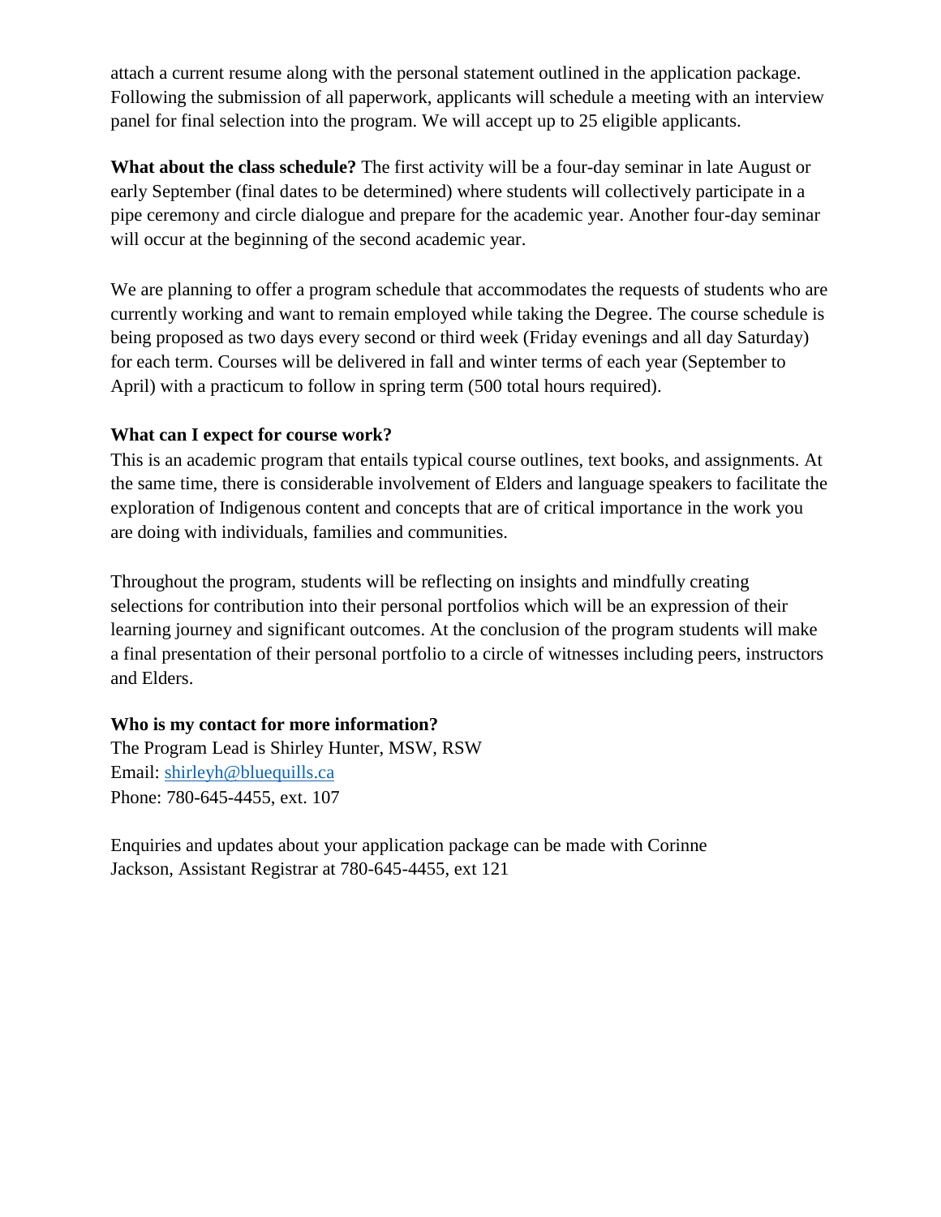attach a current resume along with the personal statement outlined in the application package. Following the submission of all paperwork, applicants will schedule a meeting with an interview panel for final selection into the program. We will accept up to 25 eligible applicants.

**What about the class schedule?** The first activity will be a four-day seminar in late August or early September (final dates to be determined) where students will collectively participate in a pipe ceremony and circle dialogue and prepare for the academic year. Another four-day seminar will occur at the beginning of the second academic year.

We are planning to offer a program schedule that accommodates the requests of students who are currently working and want to remain employed while taking the Degree. The course schedule is being proposed as two days every second or third week (Friday evenings and all day Saturday) for each term. Courses will be delivered in fall and winter terms of each year (September to April) with a practicum to follow in spring term (500 total hours required).

**What can I expect for course work?**

This is an academic program that entails typical course outlines, text books, and assignments. At the same time, there is considerable involvement of Elders and language speakers to facilitate the exploration of Indigenous content and concepts that are of critical importance in the work you are doing with individuals, families and communities.

Throughout the program, students will be reflecting on insights and mindfully creating selections for contribution into their personal portfolios which will be an expression of their learning journey and significant outcomes. At the conclusion of the program students will make a final presentation of their personal portfolio to a circle of witnesses including peers, instructors and Elders.

**Who is my contact for more information?**

The Program Lead is Shirley Hunter, MSW, RSW
Email: shirleyh@bluequills.ca
Phone: 780-645-4455, ext. 107

Enquiries and updates about your application package can be made with Corinne Jackson, Assistant Registrar at 780-645-4455, ext 121